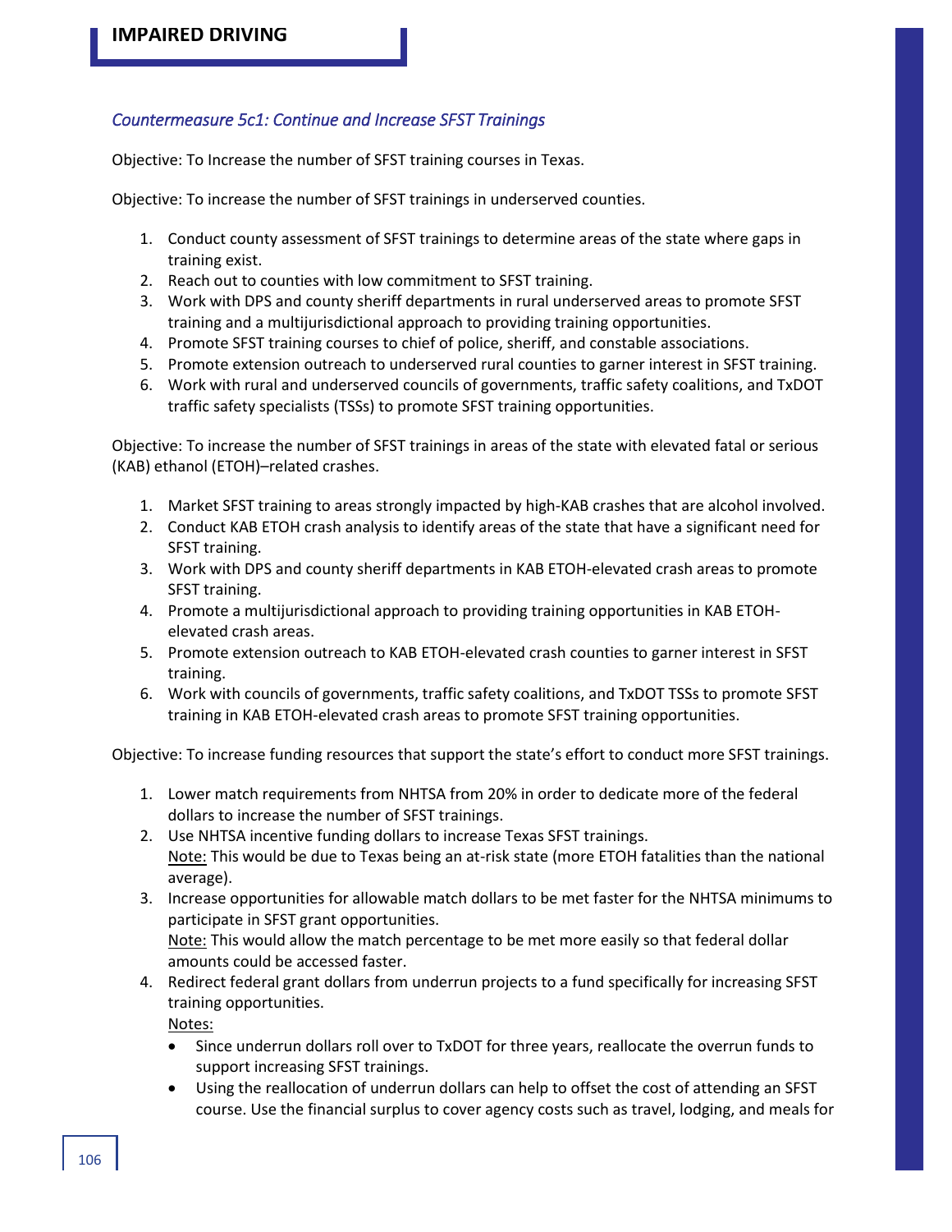## IMPAIRED DRIVING

### *Countermeasure 5c1: Continue and Increase SFST Trainings*

Objective: To Increase the number of SFST training courses in Texas.

Objective: To increase the number of SFST trainings in underserved counties.

1. Conduct county assessment of SFST trainings to determine areas of the state where gaps in training exist.
2. Reach out to counties with low commitment to SFST training.
3. Work with DPS and county sheriff departments in rural underserved areas to promote SFST training and a multijurisdictional approach to providing training opportunities.
4. Promote SFST training courses to chief of police, sheriff, and constable associations.
5. Promote extension outreach to underserved rural counties to garner interest in SFST training.
6. Work with rural and underserved councils of governments, traffic safety coalitions, and TxDOT traffic safety specialists (TSSs) to promote SFST training opportunities.

Objective: To increase the number of SFST trainings in areas of the state with elevated fatal or serious (KAB) ethanol (ETOH)–related crashes.

1. Market SFST training to areas strongly impacted by high-KAB crashes that are alcohol involved.
2. Conduct KAB ETOH crash analysis to identify areas of the state that have a significant need for SFST training.
3. Work with DPS and county sheriff departments in KAB ETOH-elevated crash areas to promote SFST training.
4. Promote a multijurisdictional approach to providing training opportunities in KAB ETOH-elevated crash areas.
5. Promote extension outreach to KAB ETOH-elevated crash counties to garner interest in SFST training.
6. Work with councils of governments, traffic safety coalitions, and TxDOT TSSs to promote SFST training in KAB ETOH-elevated crash areas to promote SFST training opportunities.

Objective: To increase funding resources that support the state's effort to conduct more SFST trainings.

1. Lower match requirements from NHTSA from 20% in order to dedicate more of the federal dollars to increase the number of SFST trainings.
2. Use NHTSA incentive funding dollars to increase Texas SFST trainings.
   Note: This would be due to Texas being an at-risk state (more ETOH fatalities than the national average).
3. Increase opportunities for allowable match dollars to be met faster for the NHTSA minimums to participate in SFST grant opportunities.
   Note: This would allow the match percentage to be met more easily so that federal dollar amounts could be accessed faster.
4. Redirect federal grant dollars from underrun projects to a fund specifically for increasing SFST training opportunities.
   Notes:
   - Since underrun dollars roll over to TxDOT for three years, reallocate the overrun funds to support increasing SFST trainings.
   - Using the reallocation of underrun dollars can help to offset the cost of attending an SFST course. Use the financial surplus to cover agency costs such as travel, lodging, and meals for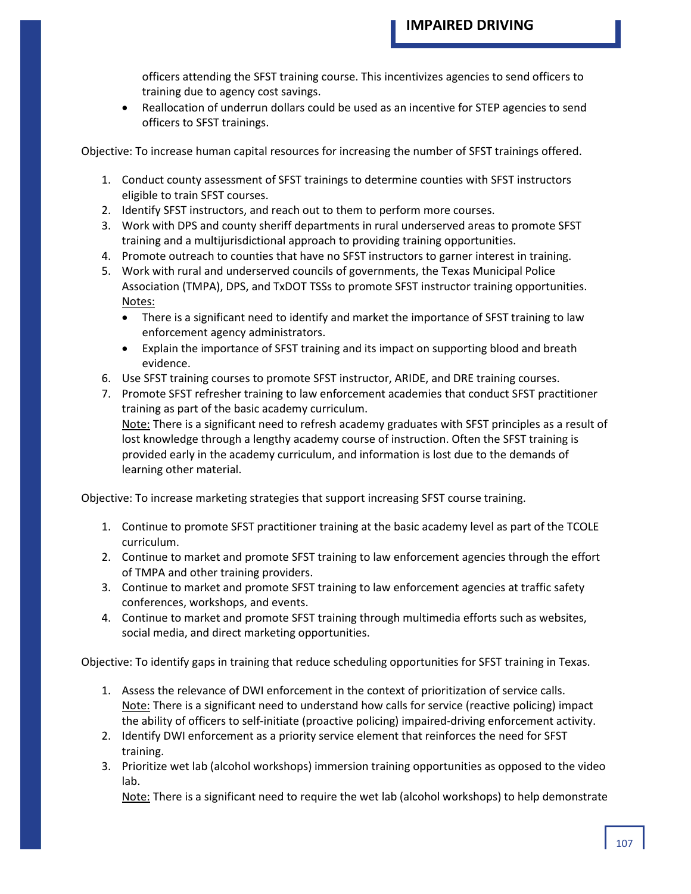officers attending the SFST training course. This incentivizes agencies to send officers to training due to agency cost savings.

- Reallocation of underrun dollars could be used as an incentive for STEP agencies to send officers to SFST trainings.

Objective: To increase human capital resources for increasing the number of SFST trainings offered.

1. Conduct county assessment of SFST trainings to determine counties with SFST instructors eligible to train SFST courses.
2. Identify SFST instructors, and reach out to them to perform more courses.
3. Work with DPS and county sheriff departments in rural underserved areas to promote SFST training and a multijurisdictional approach to providing training opportunities.
4. Promote outreach to counties that have no SFST instructors to garner interest in training.
5. Work with rural and underserved councils of governments, the Texas Municipal Police Association (TMPA), DPS, and TxDOT TSSs to promote SFST instructor training opportunities.
   Notes:
   - There is a significant need to identify and market the importance of SFST training to law enforcement agency administrators.
   - Explain the importance of SFST training and its impact on supporting blood and breath evidence.
6. Use SFST training courses to promote SFST instructor, ARIDE, and DRE training courses.
7. Promote SFST refresher training to law enforcement academies that conduct SFST practitioner training as part of the basic academy curriculum.
   Note: There is a significant need to refresh academy graduates with SFST principles as a result of lost knowledge through a lengthy academy course of instruction. Often the SFST training is provided early in the academy curriculum, and information is lost due to the demands of learning other material.

Objective: To increase marketing strategies that support increasing SFST course training.

1. Continue to promote SFST practitioner training at the basic academy level as part of the TCOLE curriculum.
2. Continue to market and promote SFST training to law enforcement agencies through the effort of TMPA and other training providers.
3. Continue to market and promote SFST training to law enforcement agencies at traffic safety conferences, workshops, and events.
4. Continue to market and promote SFST training through multimedia efforts such as websites, social media, and direct marketing opportunities.

Objective: To identify gaps in training that reduce scheduling opportunities for SFST training in Texas.

1. Assess the relevance of DWI enforcement in the context of prioritization of service calls.
   Note: There is a significant need to understand how calls for service (reactive policing) impact the ability of officers to self-initiate (proactive policing) impaired-driving enforcement activity.
2. Identify DWI enforcement as a priority service element that reinforces the need for SFST training.
3. Prioritize wet lab (alcohol workshops) immersion training opportunities as opposed to the video lab.
   Note: There is a significant need to require the wet lab (alcohol workshops) to help demonstrate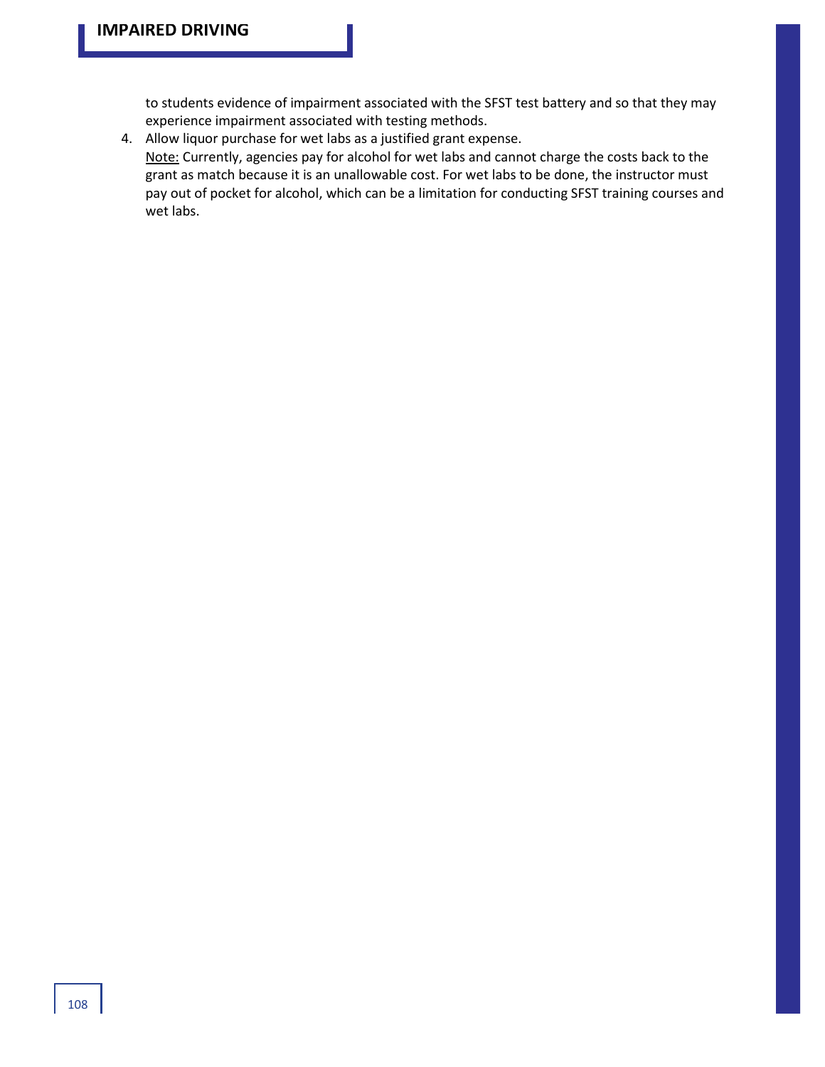to students evidence of impairment associated with the SFST test battery and so that they may experience impairment associated with testing methods.

4. Allow liquor purchase for wet labs as a justified grant expense.
   Note: Currently, agencies pay for alcohol for wet labs and cannot charge the costs back to the grant as match because it is an unallowable cost. For wet labs to be done, the instructor must pay out of pocket for alcohol, which can be a limitation for conducting SFST training courses and wet labs.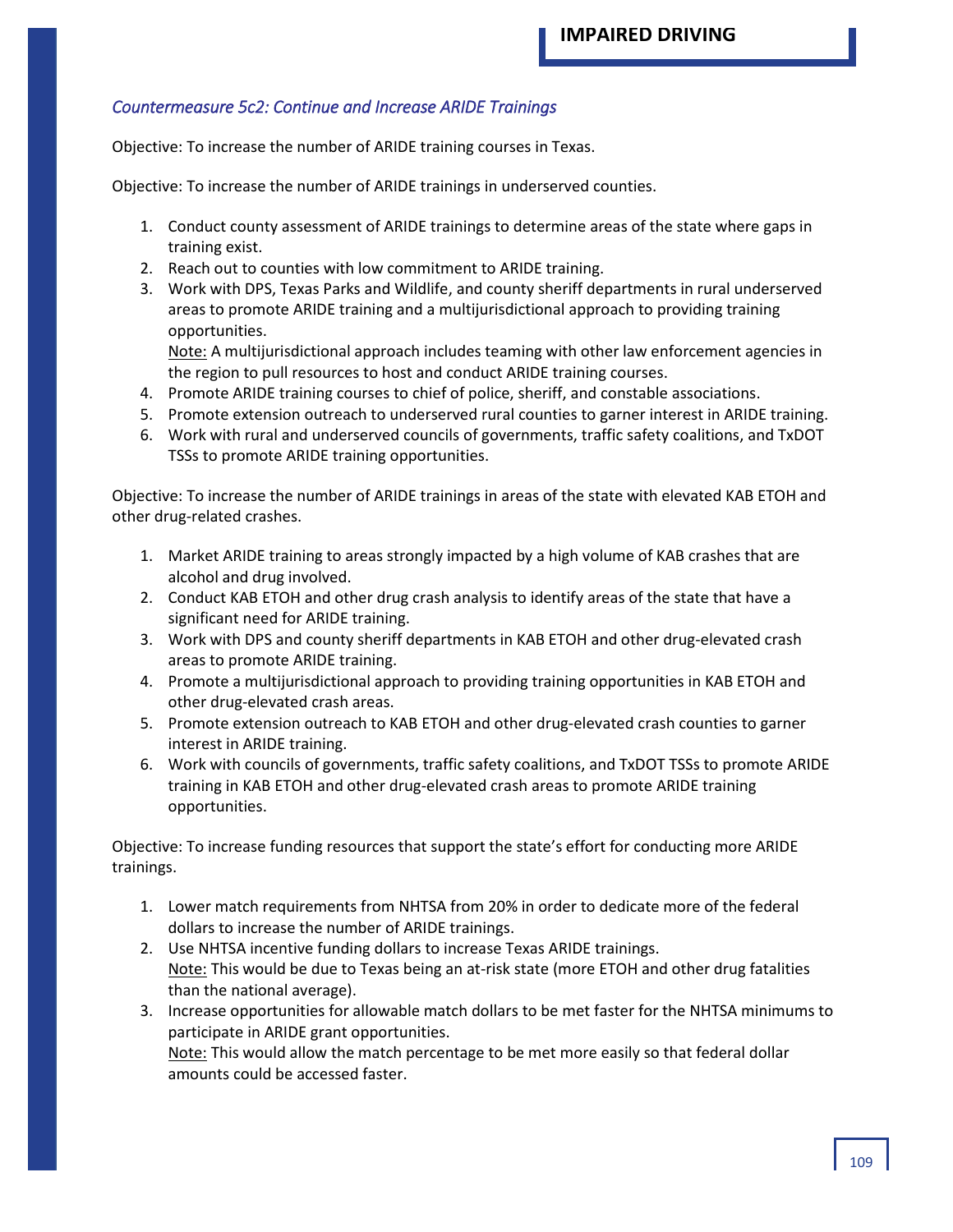### *Countermeasure 5c2: Continue and Increase ARIDE Trainings*

Objective: To increase the number of ARIDE training courses in Texas.

Objective: To increase the number of ARIDE trainings in underserved counties.

1. Conduct county assessment of ARIDE trainings to determine areas of the state where gaps in training exist.
2. Reach out to counties with low commitment to ARIDE training.
3. Work with DPS, Texas Parks and Wildlife, and county sheriff departments in rural underserved areas to promote ARIDE training and a multijurisdictional approach to providing training opportunities.
   Note: A multijurisdictional approach includes teaming with other law enforcement agencies in the region to pull resources to host and conduct ARIDE training courses.
4. Promote ARIDE training courses to chief of police, sheriff, and constable associations.
5. Promote extension outreach to underserved rural counties to garner interest in ARIDE training.
6. Work with rural and underserved councils of governments, traffic safety coalitions, and TxDOT TSSs to promote ARIDE training opportunities.

Objective: To increase the number of ARIDE trainings in areas of the state with elevated KAB ETOH and other drug-related crashes.

1. Market ARIDE training to areas strongly impacted by a high volume of KAB crashes that are alcohol and drug involved.
2. Conduct KAB ETOH and other drug crash analysis to identify areas of the state that have a significant need for ARIDE training.
3. Work with DPS and county sheriff departments in KAB ETOH and other drug-elevated crash areas to promote ARIDE training.
4. Promote a multijurisdictional approach to providing training opportunities in KAB ETOH and other drug-elevated crash areas.
5. Promote extension outreach to KAB ETOH and other drug-elevated crash counties to garner interest in ARIDE training.
6. Work with councils of governments, traffic safety coalitions, and TxDOT TSSs to promote ARIDE training in KAB ETOH and other drug-elevated crash areas to promote ARIDE training opportunities.

Objective: To increase funding resources that support the state's effort for conducting more ARIDE trainings.

1. Lower match requirements from NHTSA from 20% in order to dedicate more of the federal dollars to increase the number of ARIDE trainings.
2. Use NHTSA incentive funding dollars to increase Texas ARIDE trainings.
   Note: This would be due to Texas being an at-risk state (more ETOH and other drug fatalities than the national average).
3. Increase opportunities for allowable match dollars to be met faster for the NHTSA minimums to participate in ARIDE grant opportunities.
   Note: This would allow the match percentage to be met more easily so that federal dollar amounts could be accessed faster.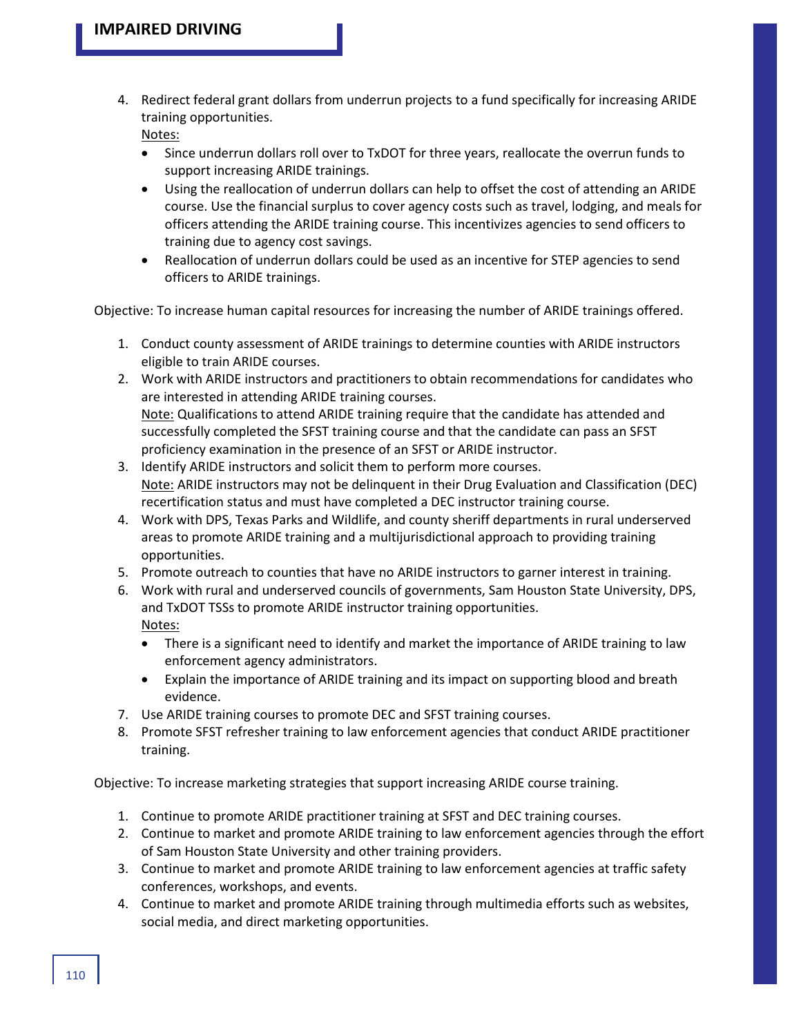4. Redirect federal grant dollars from underrun projects to a fund specifically for increasing ARIDE training opportunities.
   Notes:
   - Since underrun dollars roll over to TxDOT for three years, reallocate the overrun funds to support increasing ARIDE trainings.
   - Using the reallocation of underrun dollars can help to offset the cost of attending an ARIDE course. Use the financial surplus to cover agency costs such as travel, lodging, and meals for officers attending the ARIDE training course. This incentivizes agencies to send officers to training due to agency cost savings.
   - Reallocation of underrun dollars could be used as an incentive for STEP agencies to send officers to ARIDE trainings.

Objective: To increase human capital resources for increasing the number of ARIDE trainings offered.

1. Conduct county assessment of ARIDE trainings to determine counties with ARIDE instructors eligible to train ARIDE courses.
2. Work with ARIDE instructors and practitioners to obtain recommendations for candidates who are interested in attending ARIDE training courses.
   Note: Qualifications to attend ARIDE training require that the candidate has attended and successfully completed the SFST training course and that the candidate can pass an SFST proficiency examination in the presence of an SFST or ARIDE instructor.
3. Identify ARIDE instructors and solicit them to perform more courses.
   Note: ARIDE instructors may not be delinquent in their Drug Evaluation and Classification (DEC) recertification status and must have completed a DEC instructor training course.
4. Work with DPS, Texas Parks and Wildlife, and county sheriff departments in rural underserved areas to promote ARIDE training and a multijurisdictional approach to providing training opportunities.
5. Promote outreach to counties that have no ARIDE instructors to garner interest in training.
6. Work with rural and underserved councils of governments, Sam Houston State University, DPS, and TxDOT TSSs to promote ARIDE instructor training opportunities.
   Notes:
   - There is a significant need to identify and market the importance of ARIDE training to law enforcement agency administrators.
   - Explain the importance of ARIDE training and its impact on supporting blood and breath evidence.
7. Use ARIDE training courses to promote DEC and SFST training courses.
8. Promote SFST refresher training to law enforcement agencies that conduct ARIDE practitioner training.

Objective: To increase marketing strategies that support increasing ARIDE course training.

1. Continue to promote ARIDE practitioner training at SFST and DEC training courses.
2. Continue to market and promote ARIDE training to law enforcement agencies through the effort of Sam Houston State University and other training providers.
3. Continue to market and promote ARIDE training to law enforcement agencies at traffic safety conferences, workshops, and events.
4. Continue to market and promote ARIDE training through multimedia efforts such as websites, social media, and direct marketing opportunities.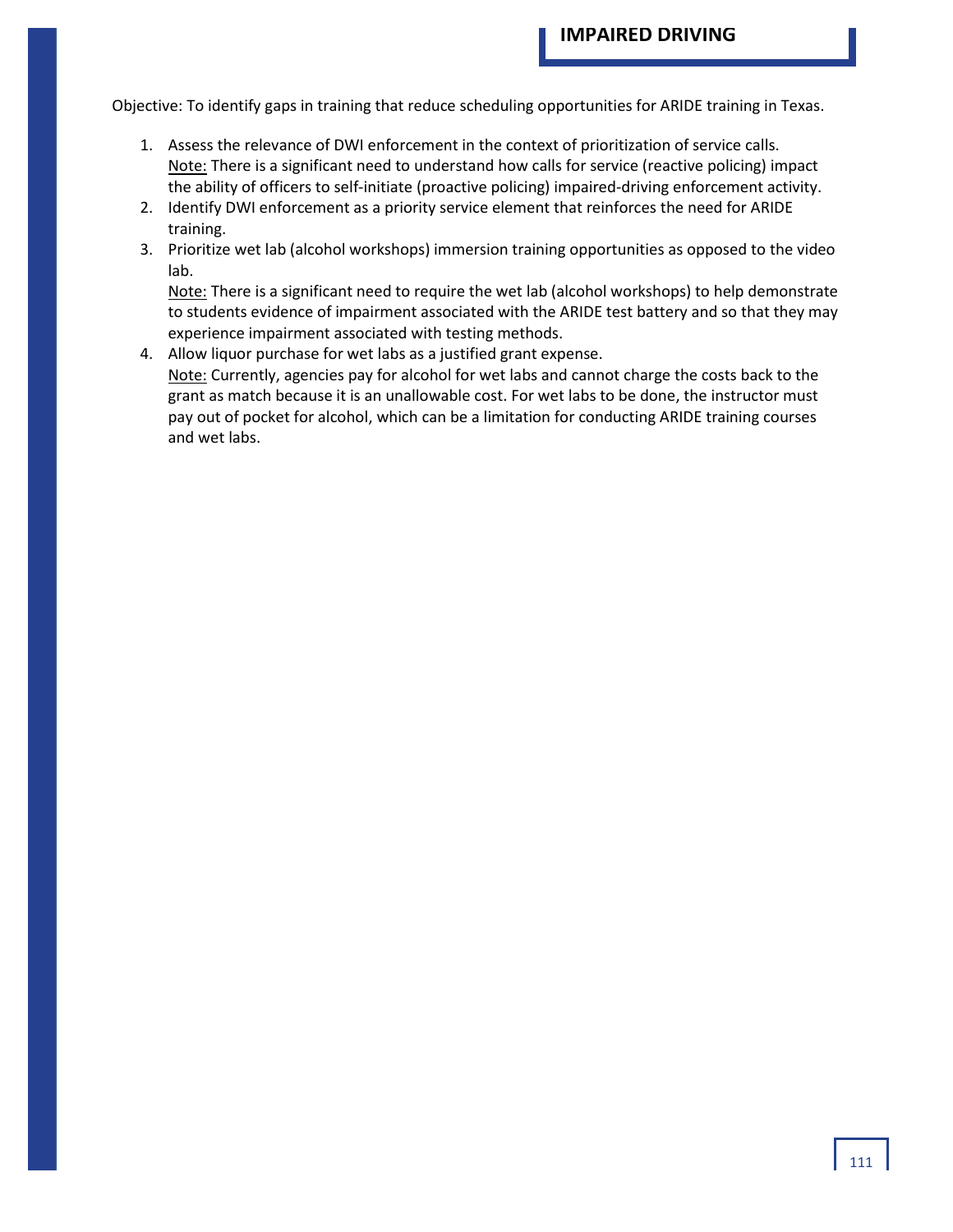Objective: To identify gaps in training that reduce scheduling opportunities for ARIDE training in Texas.

1. Assess the relevance of DWI enforcement in the context of prioritization of service calls.
   <u>Note:</u> There is a significant need to understand how calls for service (reactive policing) impact the ability of officers to self-initiate (proactive policing) impaired-driving enforcement activity.
2. Identify DWI enforcement as a priority service element that reinforces the need for ARIDE training.
3. Prioritize wet lab (alcohol workshops) immersion training opportunities as opposed to the video lab.
   <u>Note:</u> There is a significant need to require the wet lab (alcohol workshops) to help demonstrate to students evidence of impairment associated with the ARIDE test battery and so that they may experience impairment associated with testing methods.
4. Allow liquor purchase for wet labs as a justified grant expense.
   <u>Note:</u> Currently, agencies pay for alcohol for wet labs and cannot charge the costs back to the grant as match because it is an unallowable cost. For wet labs to be done, the instructor must pay out of pocket for alcohol, which can be a limitation for conducting ARIDE training courses and wet labs.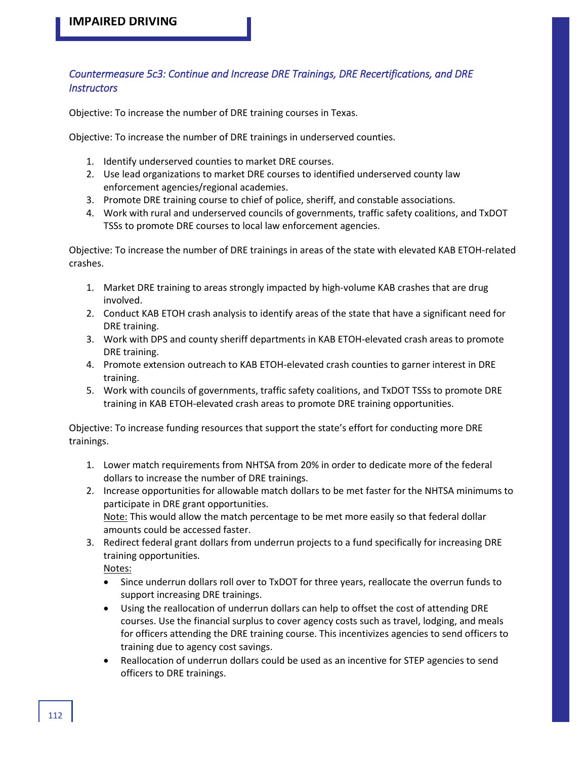### *Countermeasure 5c3: Continue and Increase DRE Trainings, DRE Recertifications, and DRE Instructors*

Objective: To increase the number of DRE training courses in Texas.

Objective: To increase the number of DRE trainings in underserved counties.

1. Identify underserved counties to market DRE courses.
2. Use lead organizations to market DRE courses to identified underserved county law enforcement agencies/regional academies.
3. Promote DRE training course to chief of police, sheriff, and constable associations.
4. Work with rural and underserved councils of governments, traffic safety coalitions, and TxDOT TSSs to promote DRE courses to local law enforcement agencies.

Objective: To increase the number of DRE trainings in areas of the state with elevated KAB ETOH-related crashes.

1. Market DRE training to areas strongly impacted by high-volume KAB crashes that are drug involved.
2. Conduct KAB ETOH crash analysis to identify areas of the state that have a significant need for DRE training.
3. Work with DPS and county sheriff departments in KAB ETOH-elevated crash areas to promote DRE training.
4. Promote extension outreach to KAB ETOH-elevated crash counties to garner interest in DRE training.
5. Work with councils of governments, traffic safety coalitions, and TxDOT TSSs to promote DRE training in KAB ETOH-elevated crash areas to promote DRE training opportunities.

Objective: To increase funding resources that support the state's effort for conducting more DRE trainings.

1. Lower match requirements from NHTSA from 20% in order to dedicate more of the federal dollars to increase the number of DRE trainings.
2. Increase opportunities for allowable match dollars to be met faster for the NHTSA minimums to participate in DRE grant opportunities.
   Note: This would allow the match percentage to be met more easily so that federal dollar amounts could be accessed faster.
3. Redirect federal grant dollars from underrun projects to a fund specifically for increasing DRE training opportunities.
   Notes:
   - Since underrun dollars roll over to TxDOT for three years, reallocate the overrun funds to support increasing DRE trainings.
   - Using the reallocation of underrun dollars can help to offset the cost of attending DRE courses. Use the financial surplus to cover agency costs such as travel, lodging, and meals for officers attending the DRE training course. This incentivizes agencies to send officers to training due to agency cost savings.
   - Reallocation of underrun dollars could be used as an incentive for STEP agencies to send officers to DRE trainings.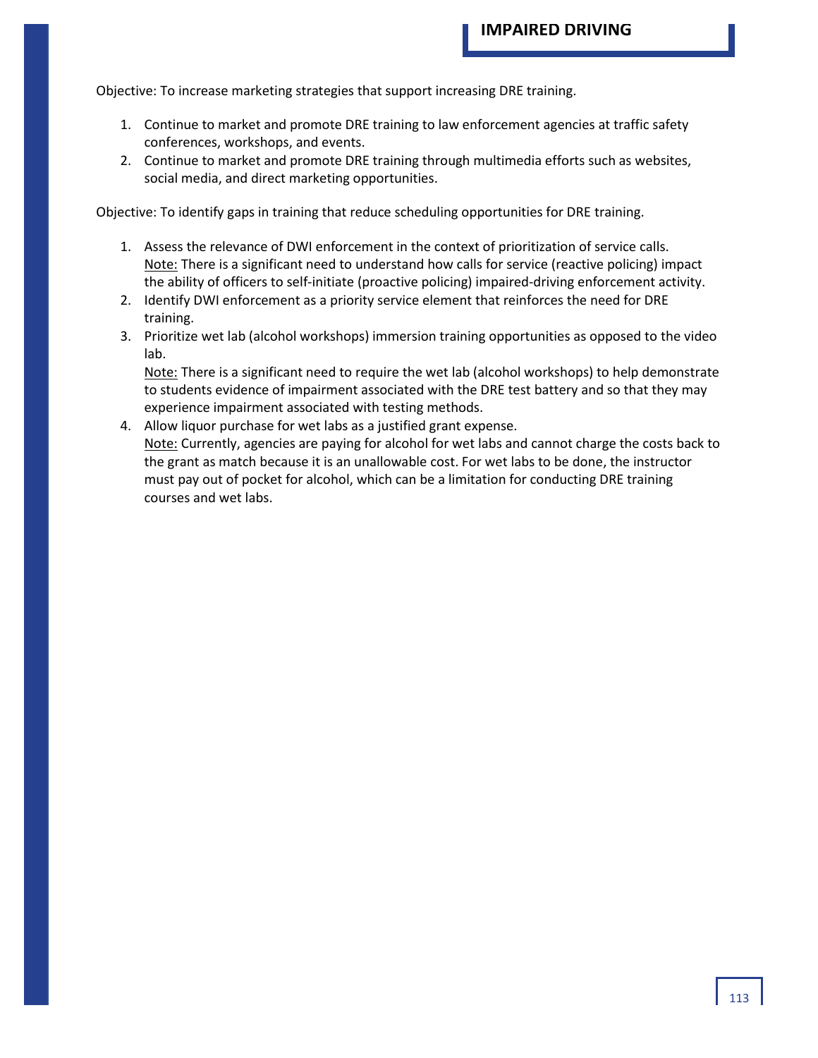Objective: To increase marketing strategies that support increasing DRE training.

1. Continue to market and promote DRE training to law enforcement agencies at traffic safety conferences, workshops, and events.
2. Continue to market and promote DRE training through multimedia efforts such as websites, social media, and direct marketing opportunities.

Objective: To identify gaps in training that reduce scheduling opportunities for DRE training.

1. Assess the relevance of DWI enforcement in the context of prioritization of service calls.
   Note: There is a significant need to understand how calls for service (reactive policing) impact the ability of officers to self-initiate (proactive policing) impaired-driving enforcement activity.
2. Identify DWI enforcement as a priority service element that reinforces the need for DRE training.
3. Prioritize wet lab (alcohol workshops) immersion training opportunities as opposed to the video lab.
   Note: There is a significant need to require the wet lab (alcohol workshops) to help demonstrate to students evidence of impairment associated with the DRE test battery and so that they may experience impairment associated with testing methods.
4. Allow liquor purchase for wet labs as a justified grant expense.
   Note: Currently, agencies are paying for alcohol for wet labs and cannot charge the costs back to the grant as match because it is an unallowable cost. For wet labs to be done, the instructor must pay out of pocket for alcohol, which can be a limitation for conducting DRE training courses and wet labs.